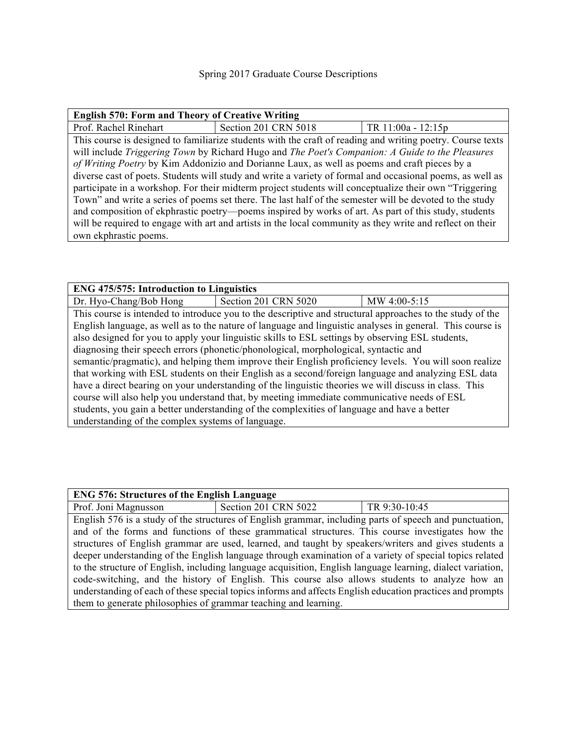Spring 2017 Graduate Course Descriptions

| **English 570: Form and Theory of Creative Writing** | | |
|---|---|---|
| Prof. Rachel Rinehart | Section 201 CRN 5018 | TR 11:00a - 12:15p |
| This course is designed to familiarize students with the craft of reading and writing poetry. Course texts will include *Triggering Town* by Richard Hugo and *The Poet's Companion: A Guide to the Pleasures of Writing Poetry* by Kim Addonizio and Dorianne Laux, as well as poems and craft pieces by a diverse cast of poets. Students will study and write a variety of formal and occasional poems, as well as participate in a workshop. For their midterm project students will conceptualize their own "Triggering Town" and write a series of poems set there. The last half of the semester will be devoted to the study and composition of ekphrastic poetry—poems inspired by works of art. As part of this study, students will be required to engage with art and artists in the local community as they write and reflect on their own ekphrastic poems. | | |

| **ENG 475/575: Introduction to Linguistics** | | |
|---|---|---|
| Dr. Hyo-Chang/Bob Hong | Section 201 CRN 5020 | MW 4:00-5:15 |
| This course is intended to introduce you to the descriptive and structural approaches to the study of the English language, as well as to the nature of language and linguistic analyses in general. This course is also designed for you to apply your linguistic skills to ESL students by observing ESL settings, diagnosing their speech errors (phonetic/phonological, morphological, syntactic and semantic/pragmatic), and helping them improve their English proficiency levels. You will soon realize that working with ESL students on their English as a second/foreign language and analyzing ESL data have a direct bearing on your understanding of the linguistic theories we will discuss in class. This course will also help you understand that, by meeting immediate communicative needs of ESL students, you gain a better understanding of the complexities of language and have a better understanding of the complex systems of language. | | |

| **ENG 576: Structures of the English Language** | | |
|---|---|---|
| Prof. Joni Magnusson | Section 201 CRN 5022 | TR 9:30-10:45 |
| English 576 is a study of the structures of English grammar, including parts of speech and punctuation, and of the forms and functions of these grammatical structures. This course investigates how the structures of English grammar are used, learned, and taught by speakers/writers and gives students a deeper understanding of the English language through examination of a variety of special topics related to the structure of English, including language acquisition, English language learning, dialect variation, code-switching, and the history of English. This course also allows students to analyze how an understanding of each of these special topics informs and affects English education practices and prompts them to generate philosophies of grammar teaching and learning. | | |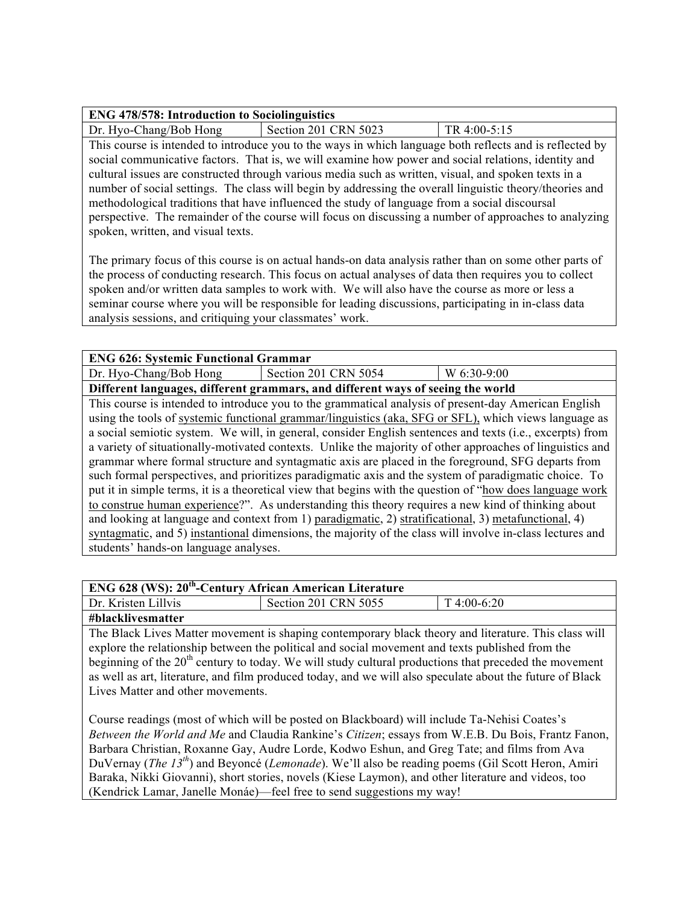| ENG 478/578: Introduction to Sociolinguistics | | |
| --- | --- | --- |
| Dr. Hyo-Chang/Bob Hong | Section 201 CRN 5023 | TR 4:00-5:15 |

This course is intended to introduce you to the ways in which language both reflects and is reflected by social communicative factors. That is, we will examine how power and social relations, identity and cultural issues are constructed through various media such as written, visual, and spoken texts in a number of social settings. The class will begin by addressing the overall linguistic theory/theories and methodological traditions that have influenced the study of language from a social discoursal perspective. The remainder of the course will focus on discussing a number of approaches to analyzing spoken, written, and visual texts.

The primary focus of this course is on actual hands-on data analysis rather than on some other parts of the process of conducting research. This focus on actual analyses of data then requires you to collect spoken and/or written data samples to work with. We will also have the course as more or less a seminar course where you will be responsible for leading discussions, participating in in-class data analysis sessions, and critiquing your classmates' work.

| ENG 626: Systemic Functional Grammar | | |
| --- | --- | --- |
| Dr. Hyo-Chang/Bob Hong | Section 201 CRN 5054 | W 6:30-9:00 |

**Different languages, different grammars, and different ways of seeing the world**

This course is intended to introduce you to the grammatical analysis of present-day American English using the tools of systemic functional grammar/linguistics (aka, SFG or SFL), which views language as a social semiotic system. We will, in general, consider English sentences and texts (i.e., excerpts) from a variety of situationally-motivated contexts. Unlike the majority of other approaches of linguistics and grammar where formal structure and syntagmatic axis are placed in the foreground, SFG departs from such formal perspectives, and prioritizes paradigmatic axis and the system of paradigmatic choice. To put it in simple terms, it is a theoretical view that begins with the question of "how does language work to construe human experience?". As understanding this theory requires a new kind of thinking about and looking at language and context from 1) paradigmatic, 2) stratificational, 3) metafunctional, 4) syntagmatic, and 5) instantional dimensions, the majority of the class will involve in-class lectures and students' hands-on language analyses.

| ENG 628 (WS): 20th-Century African American Literature | | |
| --- | --- | --- |
| Dr. Kristen Lillvis | Section 201 CRN 5055 | T 4:00-6:20 |

**#blacklivesmatter**

The Black Lives Matter movement is shaping contemporary black theory and literature. This class will explore the relationship between the political and social movement and texts published from the beginning of the 20th century to today. We will study cultural productions that preceded the movement as well as art, literature, and film produced today, and we will also speculate about the future of Black Lives Matter and other movements.

Course readings (most of which will be posted on Blackboard) will include Ta-Nehisi Coates's *Between the World and Me* and Claudia Rankine's *Citizen*; essays from W.E.B. Du Bois, Frantz Fanon, Barbara Christian, Roxanne Gay, Audre Lorde, Kodwo Eshun, and Greg Tate; and films from Ava DuVernay (*The 13th*) and Beyoncé (*Lemonade*). We'll also be reading poems (Gil Scott Heron, Amiri Baraka, Nikki Giovanni), short stories, novels (Kiese Laymon), and other literature and videos, too (Kendrick Lamar, Janelle Monáe)—feel free to send suggestions my way!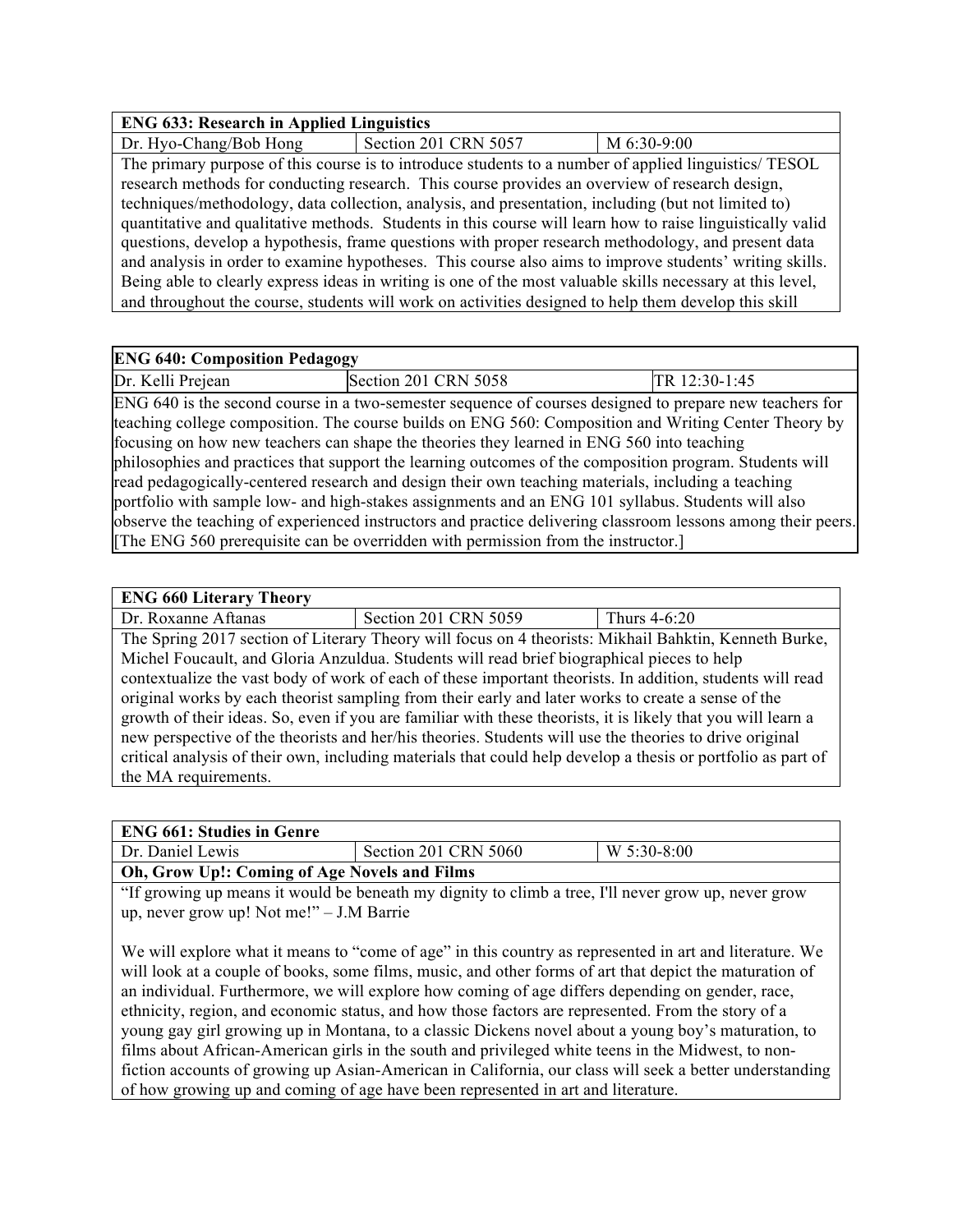| ENG 633: Research in Applied Linguistics | | |
|---|---|---|
| Dr. Hyo-Chang/Bob Hong | Section 201 CRN 5057 | M 6:30-9:00 |

The primary purpose of this course is to introduce students to a number of applied linguistics/ TESOL research methods for conducting research. This course provides an overview of research design, techniques/methodology, data collection, analysis, and presentation, including (but not limited to) quantitative and qualitative methods. Students in this course will learn how to raise linguistically valid questions, develop a hypothesis, frame questions with proper research methodology, and present data and analysis in order to examine hypotheses. This course also aims to improve students' writing skills. Being able to clearly express ideas in writing is one of the most valuable skills necessary at this level, and throughout the course, students will work on activities designed to help them develop this skill

| ENG 640: Composition Pedagogy | | |
|---|---|---|
| Dr. Kelli Prejean | Section 201 CRN 5058 | TR 12:30-1:45 |

ENG 640 is the second course in a two-semester sequence of courses designed to prepare new teachers for teaching college composition. The course builds on ENG 560: Composition and Writing Center Theory by focusing on how new teachers can shape the theories they learned in ENG 560 into teaching philosophies and practices that support the learning outcomes of the composition program. Students will read pedagogically-centered research and design their own teaching materials, including a teaching portfolio with sample low- and high-stakes assignments and an ENG 101 syllabus. Students will also observe the teaching of experienced instructors and practice delivering classroom lessons among their peers. [The ENG 560 prerequisite can be overridden with permission from the instructor.]

| ENG 660 Literary Theory | | |
|---|---|---|
| Dr. Roxanne Aftanas | Section 201 CRN 5059 | Thurs 4-6:20 |

The Spring 2017 section of Literary Theory will focus on 4 theorists: Mikhail Bahktin, Kenneth Burke, Michel Foucault, and Gloria Anzuldua. Students will read brief biographical pieces to help contextualize the vast body of work of each of these important theorists. In addition, students will read original works by each theorist sampling from their early and later works to create a sense of the growth of their ideas. So, even if you are familiar with these theorists, it is likely that you will learn a new perspective of the theorists and her/his theories. Students will use the theories to drive original critical analysis of their own, including materials that could help develop a thesis or portfolio as part of the MA requirements.

| ENG 661: Studies in Genre | | |
|---|---|---|
| Dr. Daniel Lewis | Section 201 CRN 5060 | W 5:30-8:00 |

**Oh, Grow Up!: Coming of Age Novels and Films**

"If growing up means it would be beneath my dignity to climb a tree, I'll never grow up, never grow up, never grow up! Not me!" – J.M Barrie

We will explore what it means to "come of age" in this country as represented in art and literature. We will look at a couple of books, some films, music, and other forms of art that depict the maturation of an individual. Furthermore, we will explore how coming of age differs depending on gender, race, ethnicity, region, and economic status, and how those factors are represented. From the story of a young gay girl growing up in Montana, to a classic Dickens novel about a young boy's maturation, to films about African-American girls in the south and privileged white teens in the Midwest, to non-fiction accounts of growing up Asian-American in California, our class will seek a better understanding of how growing up and coming of age have been represented in art and literature.